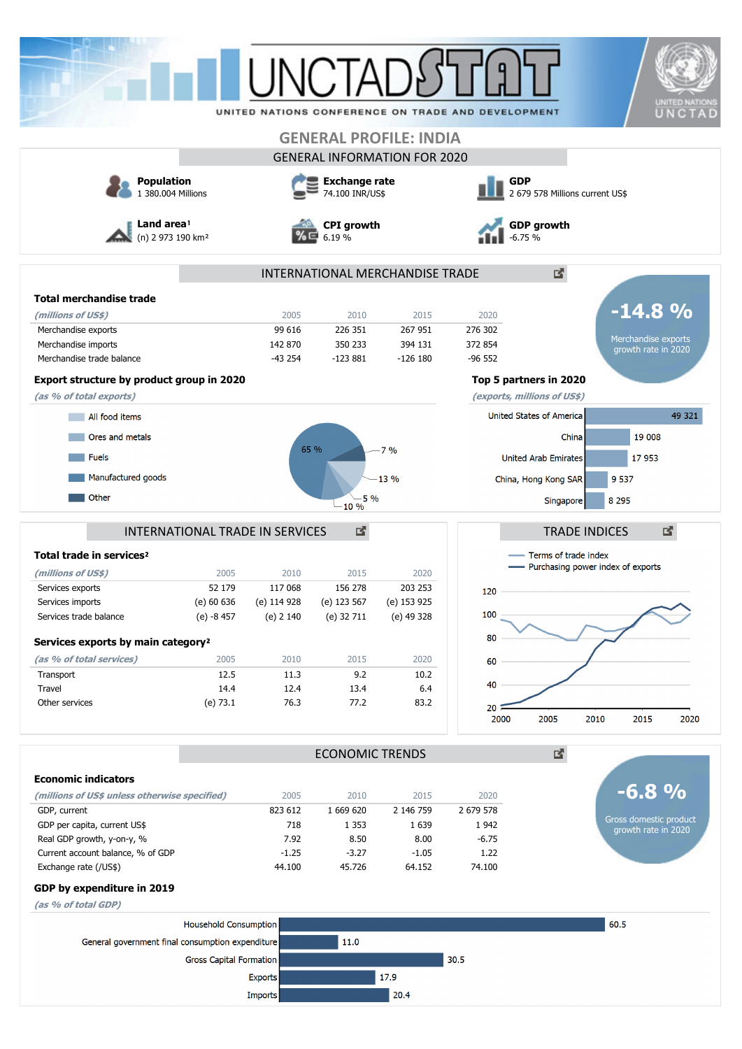# GENERAL PROFILE: INDIA

## GENERAL INFORMATION FOR 2020

**Population**
1 380.004 Millions

**Exchange rate**
74.100 INR/US$

**GDP**
2 679 578 Millions current US$

**Land area**[1]
(n) 2 973 190 km²

**CPI growth**
6.19 %

**GDP growth**
-6.75 %

## INTERNATIONAL MERCHANDISE TRADE

### Total merchandise trade

| *(millions of US$)* | 2005 | 2010 | 2015 | 2020 |
|---|---|---|---|---|
| Merchandise exports | 99 616 | 226 351 | 267 951 | 276 302 |
| Merchandise imports | 142 870 | 350 233 | 394 131 | 372 854 |
| Merchandise trade balance | -43 254 | -123 881 | -126 180 | -96 552 |

**-14.8 %**
Merchandise exports growth rate in 2020

### Export structure by product group in 2020

*(as % of total exports)*

| Product group | % |
|---|---|
| All food items | 10 % |
| Ores and metals | 5 % |
| Fuels | 13 % |
| Manufactured goods | 65 % |
| Other | 7 % |

### Top 5 partners in 2020

*(exports, millions of US$)*

| Partner | Exports |
|---|---|
| United States of America | 49 321 |
| China | 19 008 |
| United Arab Emirates | 17 953 |
| China, Hong Kong SAR | 9 537 |
| Singapore | 8 295 |

## INTERNATIONAL TRADE IN SERVICES

### Total trade in services[2]

| *(millions of US$)* | 2005 | 2010 | 2015 | 2020 |
|---|---|---|---|---|
| Services exports | 52 179 | 117 068 | 156 278 | 203 253 |
| Services imports | (e) 60 636 | (e) 114 928 | (e) 123 567 | (e) 153 925 |
| Services trade balance | (e) -8 457 | (e) 2 140 | (e) 32 711 | (e) 49 328 |

### Services exports by main category[2]

| *(as % of total services)* | 2005 | 2010 | 2015 | 2020 |
|---|---|---|---|---|
| Transport | 12.5 | 11.3 | 9.2 | 10.2 |
| Travel | 14.4 | 12.4 | 13.4 | 6.4 |
| Other services | (e) 73.1 | 76.3 | 77.2 | 83.2 |

## TRADE INDICES

Terms of trade index
Purchasing power index of exports

## ECONOMIC TRENDS

### Economic indicators

| *(millions of US$ unless otherwise specified)* | 2005 | 2010 | 2015 | 2020 |
|---|---|---|---|---|
| GDP, current | 823 612 | 1 669 620 | 2 146 759 | 2 679 578 |
| GDP per capita, current US$ | 718 | 1 353 | 1 639 | 1 942 |
| Real GDP growth, y-on-y, % | 7.92 | 8.50 | 8.00 | -6.75 |
| Current account balance, % of GDP | -1.25 | -3.27 | -1.05 | 1.22 |
| Exchange rate (/US$) | 44.100 | 45.726 | 64.152 | 74.100 |

**-6.8 %**
Gross domestic product growth rate in 2020

### GDP by expenditure in 2019

*(as % of total GDP)*

| Component | % |
|---|---|
| Household Consumption | 60.5 |
| General government final consumption expenditure | 11.0 |
| Gross Capital Formation | 30.5 |
| Exports | 17.9 |
| Imports | 20.4 |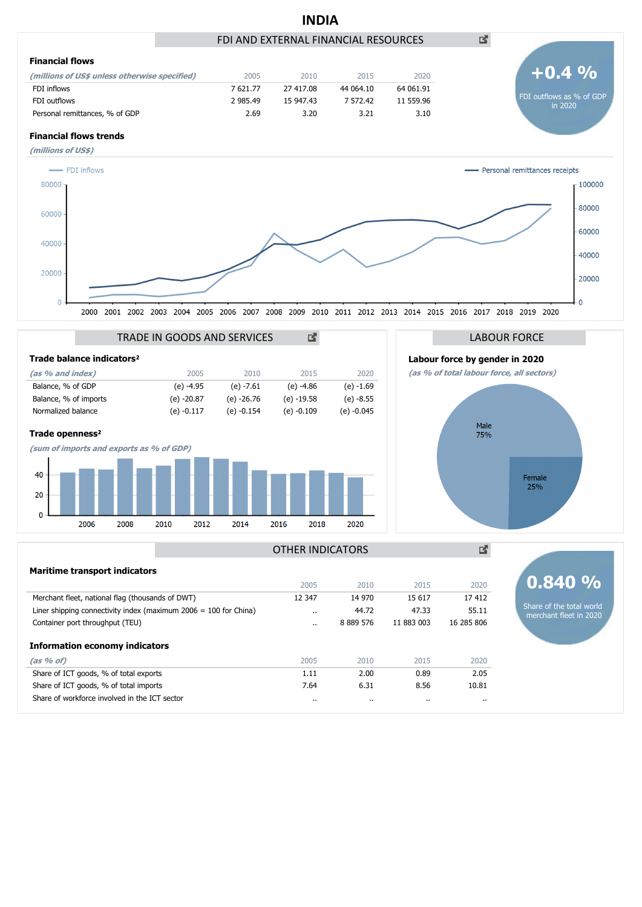# INDIA

## FDI AND EXTERNAL FINANCIAL RESOURCES

**+0.4 %**
FDI outflows as % of GDP in 2020

### Financial flows

| *(millions of US$ unless otherwise specified)* | 2005 | 2010 | 2015 | 2020 |
|---|---|---|---|---|
| FDI inflows | 7 621.77 | 27 417.08 | 44 064.10 | 64 061.91 |
| FDI outflows | 2 985.49 | 15 947.43 | 7 572.42 | 11 559.96 |
| Personal remittances, % of GDP | 2.69 | 3.20 | 3.21 | 3.10 |

### Financial flows trends

*(millions of US$)*

## TRADE IN GOODS AND SERVICES

### Trade balance indicators²

| *(as % and index)* | 2005 | 2010 | 2015 | 2020 |
|---|---|---|---|---|
| Balance, % of GDP | (e) -4.95 | (e) -7.61 | (e) -4.86 | (e) -1.69 |
| Balance, % of imports | (e) -20.87 | (e) -26.76 | (e) -19.58 | (e) -8.55 |
| Normalized balance | (e) -0.117 | (e) -0.154 | (e) -0.109 | (e) -0.045 |

### Trade openness²

*(sum of imports and exports as % of GDP)*

## LABOUR FORCE

### Labour force by gender in 2020

*(as % of total labour force, all sectors)*

Male 75%
Female 25%

## OTHER INDICATORS

**0.840 %**
Share of the total world merchant fleet in 2020

### Maritime transport indicators

| | 2005 | 2010 | 2015 | 2020 |
|---|---|---|---|---|
| Merchant fleet, national flag (thousands of DWT) | 12 347 | 14 970 | 15 617 | 17 412 |
| Liner shipping connectivity index (maximum 2006 = 100 for China) | .. | 44.72 | 47.33 | 55.11 |
| Container port throughput (TEU) | .. | 8 889 576 | 11 883 003 | 16 285 806 |

### Information economy indicators

| *(as % of)* | 2005 | 2010 | 2015 | 2020 |
|---|---|---|---|---|
| Share of ICT goods, % of total exports | 1.11 | 2.00 | 0.89 | 2.05 |
| Share of ICT goods, % of total imports | 7.64 | 6.31 | 8.56 | 10.81 |
| Share of workforce involved in the ICT sector | .. | .. | .. | .. |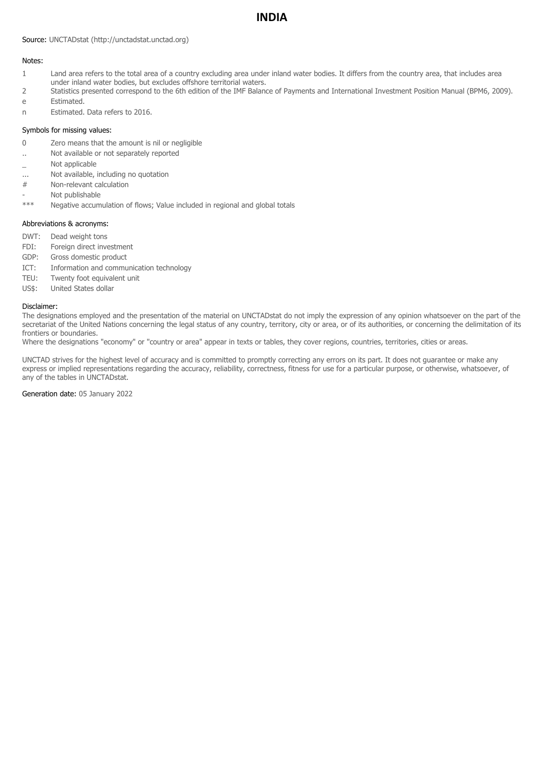# INDIA

**Source:** UNCTADstat (http://unctadstat.unctad.org)

**Notes:**

| | |
|---|---|
| 1 | Land area refers to the total area of a country excluding area under inland water bodies. It differs from the country area, that includes area under inland water bodies, but excludes offshore territorial waters. |
| 2 | Statistics presented correspond to the 6th edition of the IMF Balance of Payments and International Investment Position Manual (BPM6, 2009). |
| e | Estimated. |
| n | Estimated. Data refers to 2016. |

**Symbols for missing values:**

| | |
|---|---|
| 0 | Zero means that the amount is nil or negligible |
| .. | Not available or not separately reported |
| _ | Not applicable |
| ... | Not available, including no quotation |
| # | Non-relevant calculation |
| - | Not publishable |
| *** | Negative accumulation of flows; Value included in regional and global totals |

**Abbreviations & acronyms:**

| | |
|---|---|
| DWT: | Dead weight tons |
| FDI: | Foreign direct investment |
| GDP: | Gross domestic product |
| ICT: | Information and communication technology |
| TEU: | Twenty foot equivalent unit |
| US$: | United States dollar |

**Disclaimer:**

The designations employed and the presentation of the material on UNCTADstat do not imply the expression of any opinion whatsoever on the part of the secretariat of the United Nations concerning the legal status of any country, territory, city or area, or of its authorities, or concerning the delimitation of its frontiers or boundaries.
Where the designations "economy" or "country or area" appear in texts or tables, they cover regions, countries, territories, cities or areas.

UNCTAD strives for the highest level of accuracy and is committed to promptly correcting any errors on its part. It does not guarantee or make any express or implied representations regarding the accuracy, reliability, correctness, fitness for use for a particular purpose, or otherwise, whatsoever, of any of the tables in UNCTADstat.

**Generation date:** 05 January 2022